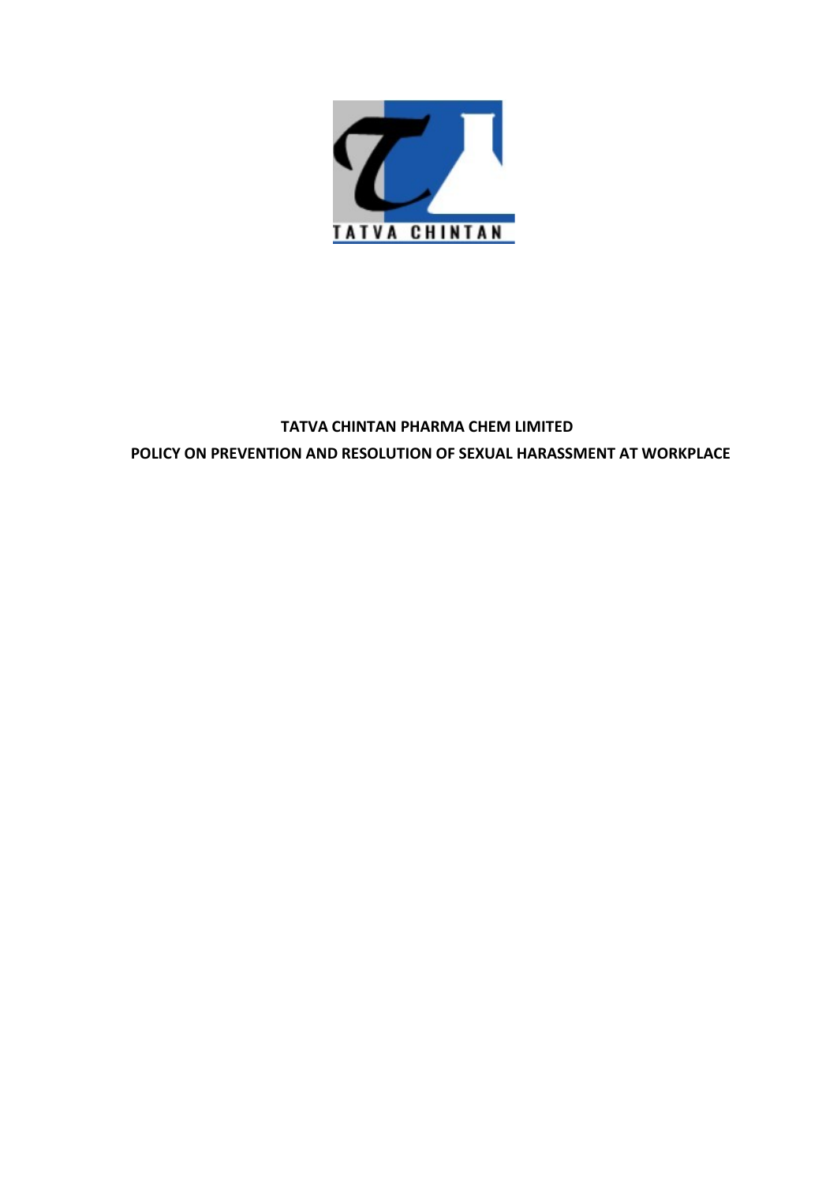# TATVA CHINTAN PHARMA CHEM LIMITED

# POLICY ON PREVENTION AND RESOLUTION OF SEXUAL HARASSMENT AT WORKPLACE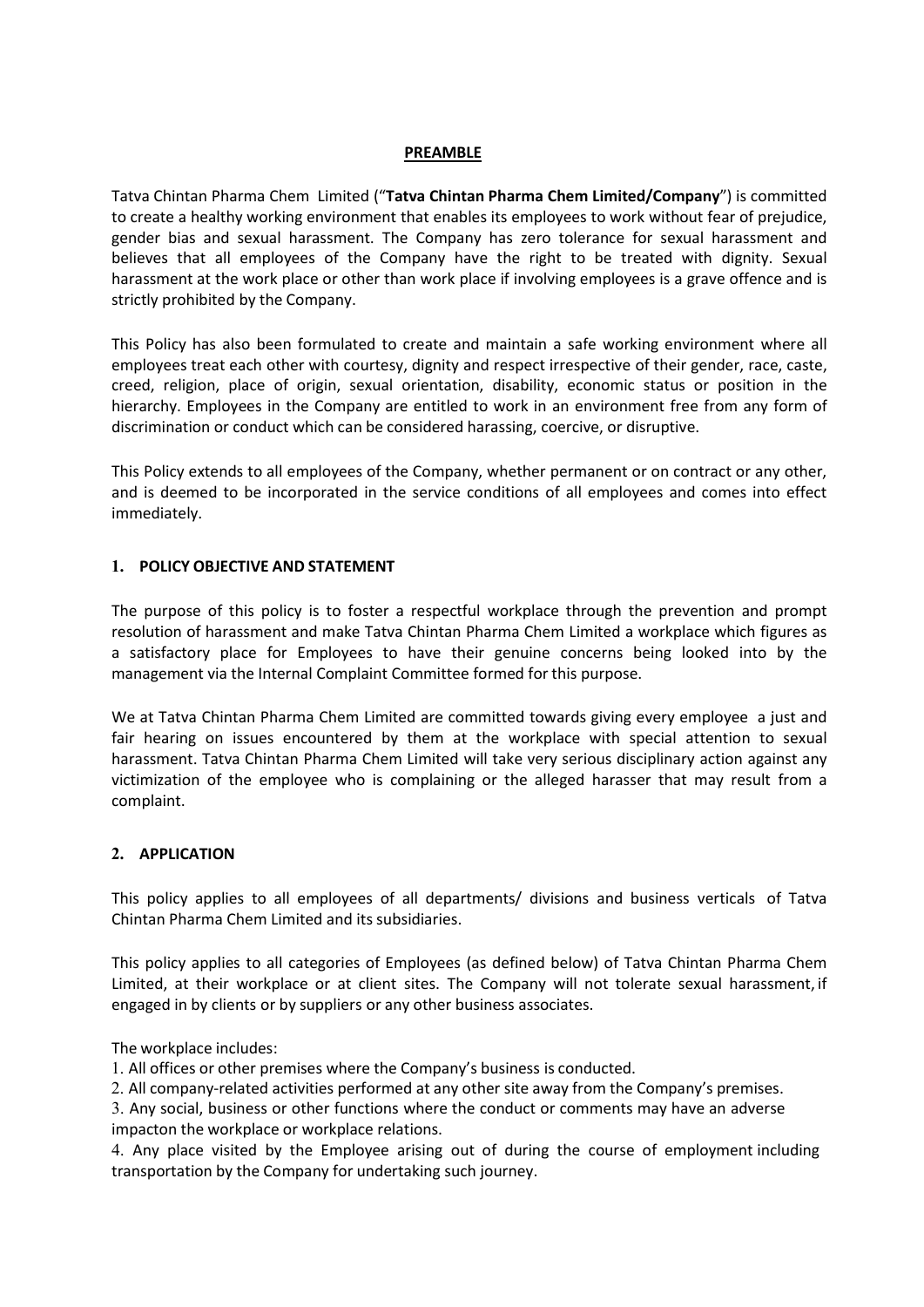## PREAMBLE

Tatva Chintan Pharma Chem Limited ("**Tatva Chintan Pharma Chem Limited/Company**") is committed to create a healthy working environment that enables its employees to work without fear of prejudice, gender bias and sexual harassment. The Company has zero tolerance for sexual harassment and believes that all employees of the Company have the right to be treated with dignity. Sexual harassment at the work place or other than work place if involving employees is a grave offence and is strictly prohibited by the Company.

This Policy has also been formulated to create and maintain a safe working environment where all employees treat each other with courtesy, dignity and respect irrespective of their gender, race, caste, creed, religion, place of origin, sexual orientation, disability, economic status or position in the hierarchy. Employees in the Company are entitled to work in an environment free from any form of discrimination or conduct which can be considered harassing, coercive, or disruptive.

This Policy extends to all employees of the Company, whether permanent or on contract or any other, and is deemed to be incorporated in the service conditions of all employees and comes into effect immediately.

## 1. POLICY OBJECTIVE AND STATEMENT

The purpose of this policy is to foster a respectful workplace through the prevention and prompt resolution of harassment and make Tatva Chintan Pharma Chem Limited a workplace which figures as a satisfactory place for Employees to have their genuine concerns being looked into by the management via the Internal Complaint Committee formed for this purpose.

We at Tatva Chintan Pharma Chem Limited are committed towards giving every employee a just and fair hearing on issues encountered by them at the workplace with special attention to sexual harassment. Tatva Chintan Pharma Chem Limited will take very serious disciplinary action against any victimization of the employee who is complaining or the alleged harasser that may result from a complaint.

## 2. APPLICATION

This policy applies to all employees of all departments/ divisions and business verticals of Tatva Chintan Pharma Chem Limited and its subsidiaries.

This policy applies to all categories of Employees (as defined below) of Tatva Chintan Pharma Chem Limited, at their workplace or at client sites. The Company will not tolerate sexual harassment, if engaged in by clients or by suppliers or any other business associates.

The workplace includes:

1. All offices or other premises where the Company's business is conducted.
2. All company-related activities performed at any other site away from the Company's premises.
3. Any social, business or other functions where the conduct or comments may have an adverse impacton the workplace or workplace relations.
4. Any place visited by the Employee arising out of during the course of employment including transportation by the Company for undertaking such journey.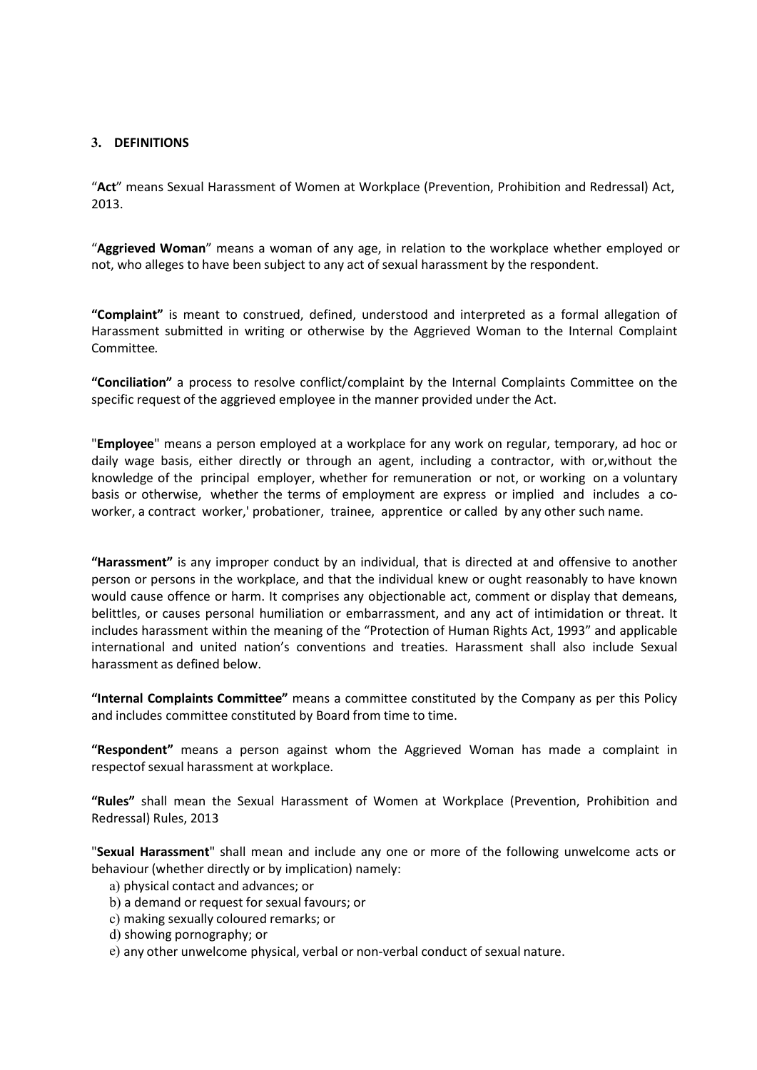## 3. DEFINITIONS

"**Act**" means Sexual Harassment of Women at Workplace (Prevention, Prohibition and Redressal) Act, 2013.

"**Aggrieved Woman**" means a woman of any age, in relation to the workplace whether employed or not, who alleges to have been subject to any act of sexual harassment by the respondent.

**"Complaint"** is meant to construed, defined, understood and interpreted as a formal allegation of Harassment submitted in writing or otherwise by the Aggrieved Woman to the Internal Complaint Committee.

**"Conciliation"** a process to resolve conflict/complaint by the Internal Complaints Committee on the specific request of the aggrieved employee in the manner provided under the Act.

"**Employee**" means a person employed at a workplace for any work on regular, temporary, ad hoc or daily wage basis, either directly or through an agent, including a contractor, with or,without the knowledge of the principal employer, whether for remuneration or not, or working on a voluntary basis or otherwise, whether the terms of employment are express or implied and includes a co-worker, a contract worker,' probationer, trainee, apprentice or called by any other such name.

**"Harassment"** is any improper conduct by an individual, that is directed at and offensive to another person or persons in the workplace, and that the individual knew or ought reasonably to have known would cause offence or harm. It comprises any objectionable act, comment or display that demeans, belittles, or causes personal humiliation or embarrassment, and any act of intimidation or threat. It includes harassment within the meaning of the "Protection of Human Rights Act, 1993" and applicable international and united nation's conventions and treaties. Harassment shall also include Sexual harassment as defined below.

**"Internal Complaints Committee"** means a committee constituted by the Company as per this Policy and includes committee constituted by Board from time to time.

**"Respondent"** means a person against whom the Aggrieved Woman has made a complaint in respectof sexual harassment at workplace.

**"Rules"** shall mean the Sexual Harassment of Women at Workplace (Prevention, Prohibition and Redressal) Rules, 2013

"**Sexual Harassment**" shall mean and include any one or more of the following unwelcome acts or behaviour (whether directly or by implication) namely:

a) physical contact and advances; or
b) a demand or request for sexual favours; or
c) making sexually coloured remarks; or
d) showing pornography; or
e) any other unwelcome physical, verbal or non-verbal conduct of sexual nature.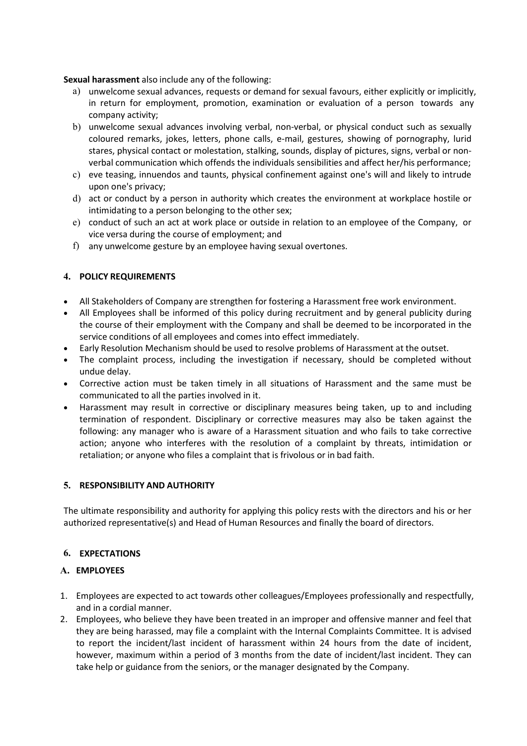**Sexual harassment** also include any of the following:

a) unwelcome sexual advances, requests or demand for sexual favours, either explicitly or implicitly, in return for employment, promotion, examination or evaluation of a person towards any company activity;
b) unwelcome sexual advances involving verbal, non-verbal, or physical conduct such as sexually coloured remarks, jokes, letters, phone calls, e-mail, gestures, showing of pornography, lurid stares, physical contact or molestation, stalking, sounds, display of pictures, signs, verbal or non-verbal communication which offends the individuals sensibilities and affect her/his performance;
c) eve teasing, innuendos and taunts, physical confinement against one's will and likely to intrude upon one's privacy;
d) act or conduct by a person in authority which creates the environment at workplace hostile or intimidating to a person belonging to the other sex;
e) conduct of such an act at work place or outside in relation to an employee of the Company, or vice versa during the course of employment; and
f) any unwelcome gesture by an employee having sexual overtones.

## 4. POLICY REQUIREMENTS

- All Stakeholders of Company are strengthen for fostering a Harassment free work environment.
- All Employees shall be informed of this policy during recruitment and by general publicity during the course of their employment with the Company and shall be deemed to be incorporated in the service conditions of all employees and comes into effect immediately.
- Early Resolution Mechanism should be used to resolve problems of Harassment at the outset.
- The complaint process, including the investigation if necessary, should be completed without undue delay.
- Corrective action must be taken timely in all situations of Harassment and the same must be communicated to all the parties involved in it.
- Harassment may result in corrective or disciplinary measures being taken, up to and including termination of respondent. Disciplinary or corrective measures may also be taken against the following: any manager who is aware of a Harassment situation and who fails to take corrective action; anyone who interferes with the resolution of a complaint by threats, intimidation or retaliation; or anyone who files a complaint that is frivolous or in bad faith.

## 5. RESPONSIBILITY AND AUTHORITY

The ultimate responsibility and authority for applying this policy rests with the directors and his or her authorized representative(s) and Head of Human Resources and finally the board of directors.

## 6. EXPECTATIONS

### A. EMPLOYEES

1. Employees are expected to act towards other colleagues/Employees professionally and respectfully, and in a cordial manner.
2. Employees, who believe they have been treated in an improper and offensive manner and feel that they are being harassed, may file a complaint with the Internal Complaints Committee. It is advised to report the incident/last incident of harassment within 24 hours from the date of incident, however, maximum within a period of 3 months from the date of incident/last incident. They can take help or guidance from the seniors, or the manager designated by the Company.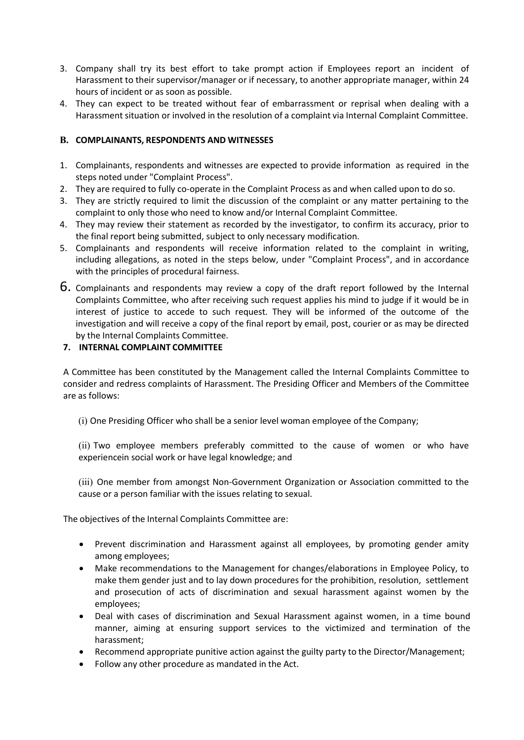3. Company shall try its best effort to take prompt action if Employees report an incident of Harassment to their supervisor/manager or if necessary, to another appropriate manager, within 24 hours of incident or as soon as possible.
4. They can expect to be treated without fear of embarrassment or reprisal when dealing with a Harassment situation or involved in the resolution of a complaint via Internal Complaint Committee.

### B. COMPLAINANTS, RESPONDENTS AND WITNESSES

1. Complainants, respondents and witnesses are expected to provide information as required in the steps noted under "Complaint Process".
2. They are required to fully co-operate in the Complaint Process as and when called upon to do so.
3. They are strictly required to limit the discussion of the complaint or any matter pertaining to the complaint to only those who need to know and/or Internal Complaint Committee.
4. They may review their statement as recorded by the investigator, to confirm its accuracy, prior to the final report being submitted, subject to only necessary modification.
5. Complainants and respondents will receive information related to the complaint in writing, including allegations, as noted in the steps below, under "Complaint Process", and in accordance with the principles of procedural fairness.
6. Complainants and respondents may review a copy of the draft report followed by the Internal Complaints Committee, who after receiving such request applies his mind to judge if it would be in interest of justice to accede to such request. They will be informed of the outcome of the investigation and will receive a copy of the final report by email, post, courier or as may be directed by the Internal Complaints Committee.

### 7. INTERNAL COMPLAINT COMMITTEE

A Committee has been constituted by the Management called the Internal Complaints Committee to consider and redress complaints of Harassment. The Presiding Officer and Members of the Committee are as follows:

(i) One Presiding Officer who shall be a senior level woman employee of the Company;

(ii) Two employee members preferably committed to the cause of women or who have experiencein social work or have legal knowledge; and

(iii) One member from amongst Non-Government Organization or Association committed to the cause or a person familiar with the issues relating to sexual.

The objectives of the Internal Complaints Committee are:

- Prevent discrimination and Harassment against all employees, by promoting gender amity among employees;
- Make recommendations to the Management for changes/elaborations in Employee Policy, to make them gender just and to lay down procedures for the prohibition, resolution, settlement and prosecution of acts of discrimination and sexual harassment against women by the employees;
- Deal with cases of discrimination and Sexual Harassment against women, in a time bound manner, aiming at ensuring support services to the victimized and termination of the harassment;
- Recommend appropriate punitive action against the guilty party to the Director/Management;
- Follow any other procedure as mandated in the Act.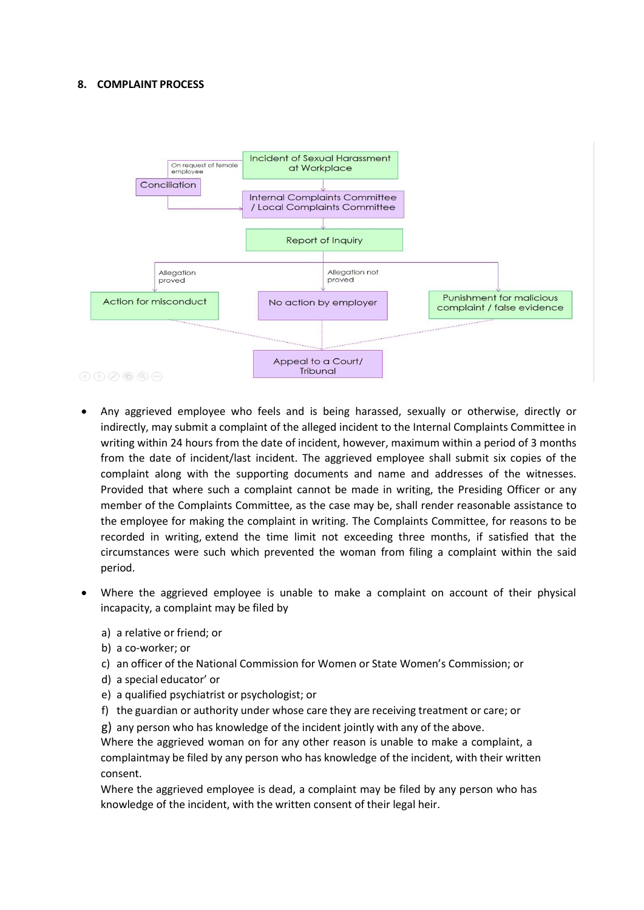## 8. COMPLAINT PROCESS

Incident of Sexual Harassment at Workplace

On request of female employee

Conciliation

Internal Complaints Committee / Local Complaints Committee

Report of Inquiry

Allegation proved

Allegation not proved

Action for misconduct

No action by employer

Punishment for malicious complaint / false evidence

Appeal to a Court/ Tribunal

- Any aggrieved employee who feels and is being harassed, sexually or otherwise, directly or indirectly, may submit a complaint of the alleged incident to the Internal Complaints Committee in writing within 24 hours from the date of incident, however, maximum within a period of 3 months from the date of incident/last incident. The aggrieved employee shall submit six copies of the complaint along with the supporting documents and name and addresses of the witnesses. Provided that where such a complaint cannot be made in writing, the Presiding Officer or any member of the Complaints Committee, as the case may be, shall render reasonable assistance to the employee for making the complaint in writing. The Complaints Committee, for reasons to be recorded in writing, extend the time limit not exceeding three months, if satisfied that the circumstances were such which prevented the woman from filing a complaint within the said period.

- Where the aggrieved employee is unable to make a complaint on account of their physical incapacity, a complaint may be filed by

  a) a relative or friend; or
  b) a co-worker; or
  c) an officer of the National Commission for Women or State Women's Commission; or
  d) a special educator' or
  e) a qualified psychiatrist or psychologist; or
  f) the guardian or authority under whose care they are receiving treatment or care; or
  g) any person who has knowledge of the incident jointly with any of the above.

  Where the aggrieved woman on for any other reason is unable to make a complaint, a complaintmay be filed by any person who has knowledge of the incident, with their written consent.

  Where the aggrieved employee is dead, a complaint may be filed by any person who has knowledge of the incident, with the written consent of their legal heir.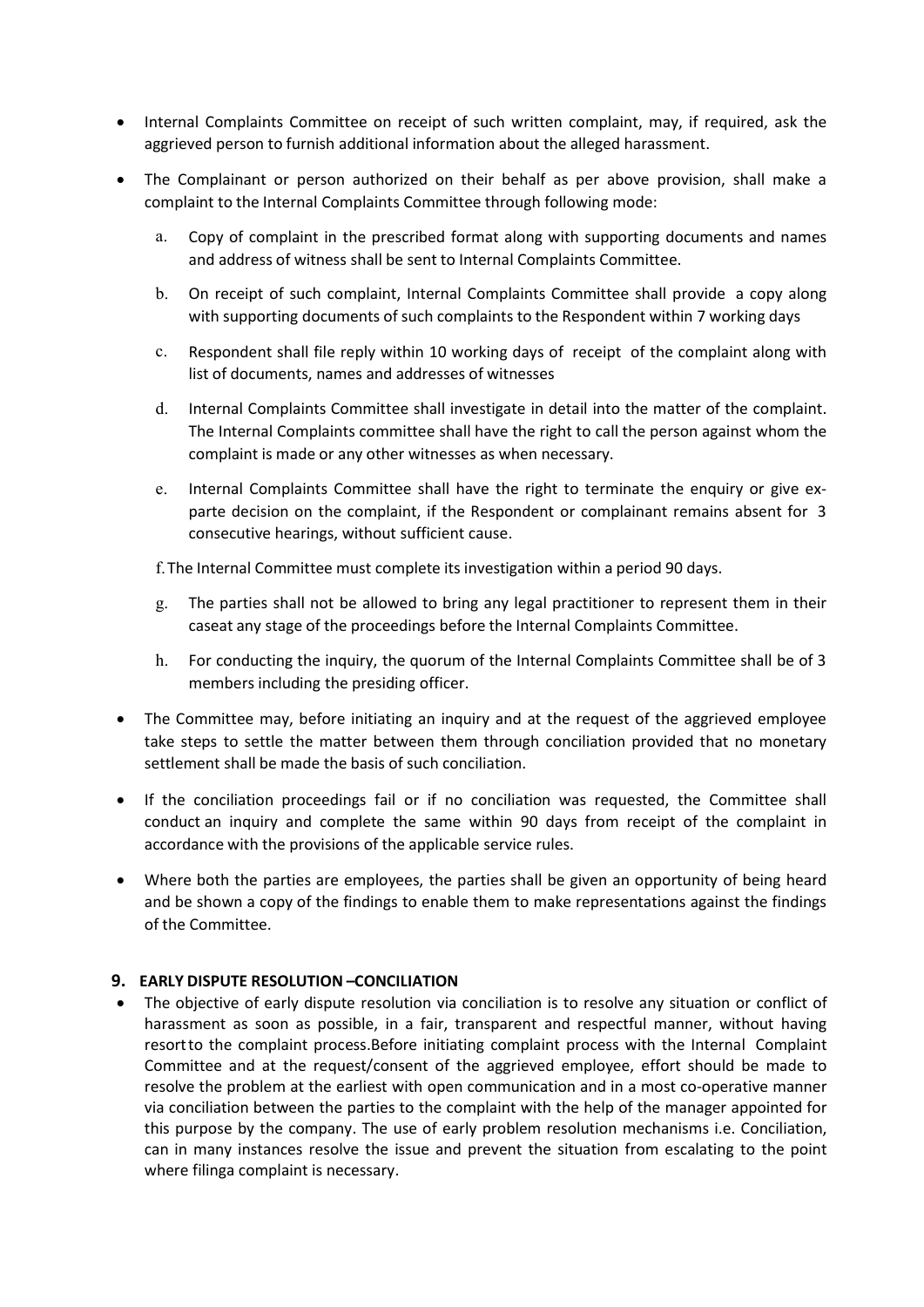- Internal Complaints Committee on receipt of such written complaint, may, if required, ask the aggrieved person to furnish additional information about the alleged harassment.
- The Complainant or person authorized on their behalf as per above provision, shall make a complaint to the Internal Complaints Committee through following mode:
  a. Copy of complaint in the prescribed format along with supporting documents and names and address of witness shall be sent to Internal Complaints Committee.
  b. On receipt of such complaint, Internal Complaints Committee shall provide a copy along with supporting documents of such complaints to the Respondent within 7 working days
  c. Respondent shall file reply within 10 working days of receipt of the complaint along with list of documents, names and addresses of witnesses
  d. Internal Complaints Committee shall investigate in detail into the matter of the complaint. The Internal Complaints committee shall have the right to call the person against whom the complaint is made or any other witnesses as when necessary.
  e. Internal Complaints Committee shall have the right to terminate the enquiry or give ex-parte decision on the complaint, if the Respondent or complainant remains absent for 3 consecutive hearings, without sufficient cause.
  f. The Internal Committee must complete its investigation within a period 90 days.
  g. The parties shall not be allowed to bring any legal practitioner to represent them in their caseat any stage of the proceedings before the Internal Complaints Committee.
  h. For conducting the inquiry, the quorum of the Internal Complaints Committee shall be of 3 members including the presiding officer.
- The Committee may, before initiating an inquiry and at the request of the aggrieved employee take steps to settle the matter between them through conciliation provided that no monetary settlement shall be made the basis of such conciliation.
- If the conciliation proceedings fail or if no conciliation was requested, the Committee shall conduct an inquiry and complete the same within 90 days from receipt of the complaint in accordance with the provisions of the applicable service rules.
- Where both the parties are employees, the parties shall be given an opportunity of being heard and be shown a copy of the findings to enable them to make representations against the findings of the Committee.

## 9. EARLY DISPUTE RESOLUTION –CONCILIATION

- The objective of early dispute resolution via conciliation is to resolve any situation or conflict of harassment as soon as possible, in a fair, transparent and respectful manner, without having resortto the complaint process.Before initiating complaint process with the Internal Complaint Committee and at the request/consent of the aggrieved employee, effort should be made to resolve the problem at the earliest with open communication and in a most co-operative manner via conciliation between the parties to the complaint with the help of the manager appointed for this purpose by the company. The use of early problem resolution mechanisms i.e. Conciliation, can in many instances resolve the issue and prevent the situation from escalating to the point where filinga complaint is necessary.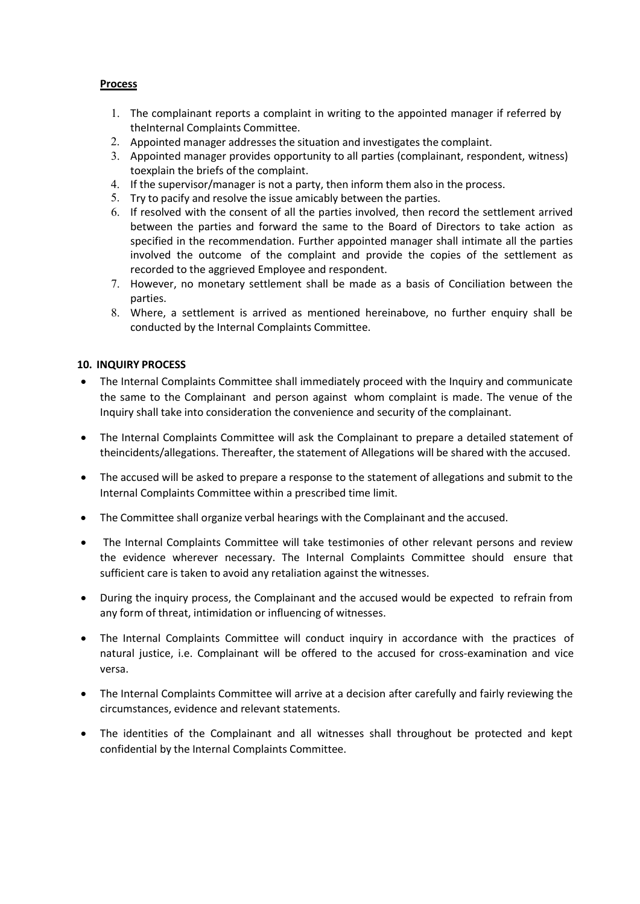**Process**

1. The complainant reports a complaint in writing to the appointed manager if referred by theInternal Complaints Committee.
2. Appointed manager addresses the situation and investigates the complaint.
3. Appointed manager provides opportunity to all parties (complainant, respondent, witness) toexplain the briefs of the complaint.
4. If the supervisor/manager is not a party, then inform them also in the process.
5. Try to pacify and resolve the issue amicably between the parties.
6. If resolved with the consent of all the parties involved, then record the settlement arrived between the parties and forward the same to the Board of Directors to take action as specified in the recommendation. Further appointed manager shall intimate all the parties involved the outcome of the complaint and provide the copies of the settlement as recorded to the aggrieved Employee and respondent.
7. However, no monetary settlement shall be made as a basis of Conciliation between the parties.
8. Where, a settlement is arrived as mentioned hereinabove, no further enquiry shall be conducted by the Internal Complaints Committee.

**10. INQUIRY PROCESS**

- The Internal Complaints Committee shall immediately proceed with the Inquiry and communicate the same to the Complainant and person against whom complaint is made. The venue of the Inquiry shall take into consideration the convenience and security of the complainant.
- The Internal Complaints Committee will ask the Complainant to prepare a detailed statement of theincidents/allegations. Thereafter, the statement of Allegations will be shared with the accused.
- The accused will be asked to prepare a response to the statement of allegations and submit to the Internal Complaints Committee within a prescribed time limit.
- The Committee shall organize verbal hearings with the Complainant and the accused.
- The Internal Complaints Committee will take testimonies of other relevant persons and review the evidence wherever necessary. The Internal Complaints Committee should ensure that sufficient care is taken to avoid any retaliation against the witnesses.
- During the inquiry process, the Complainant and the accused would be expected to refrain from any form of threat, intimidation or influencing of witnesses.
- The Internal Complaints Committee will conduct inquiry in accordance with the practices of natural justice, i.e. Complainant will be offered to the accused for cross-examination and vice versa.
- The Internal Complaints Committee will arrive at a decision after carefully and fairly reviewing the circumstances, evidence and relevant statements.
- The identities of the Complainant and all witnesses shall throughout be protected and kept confidential by the Internal Complaints Committee.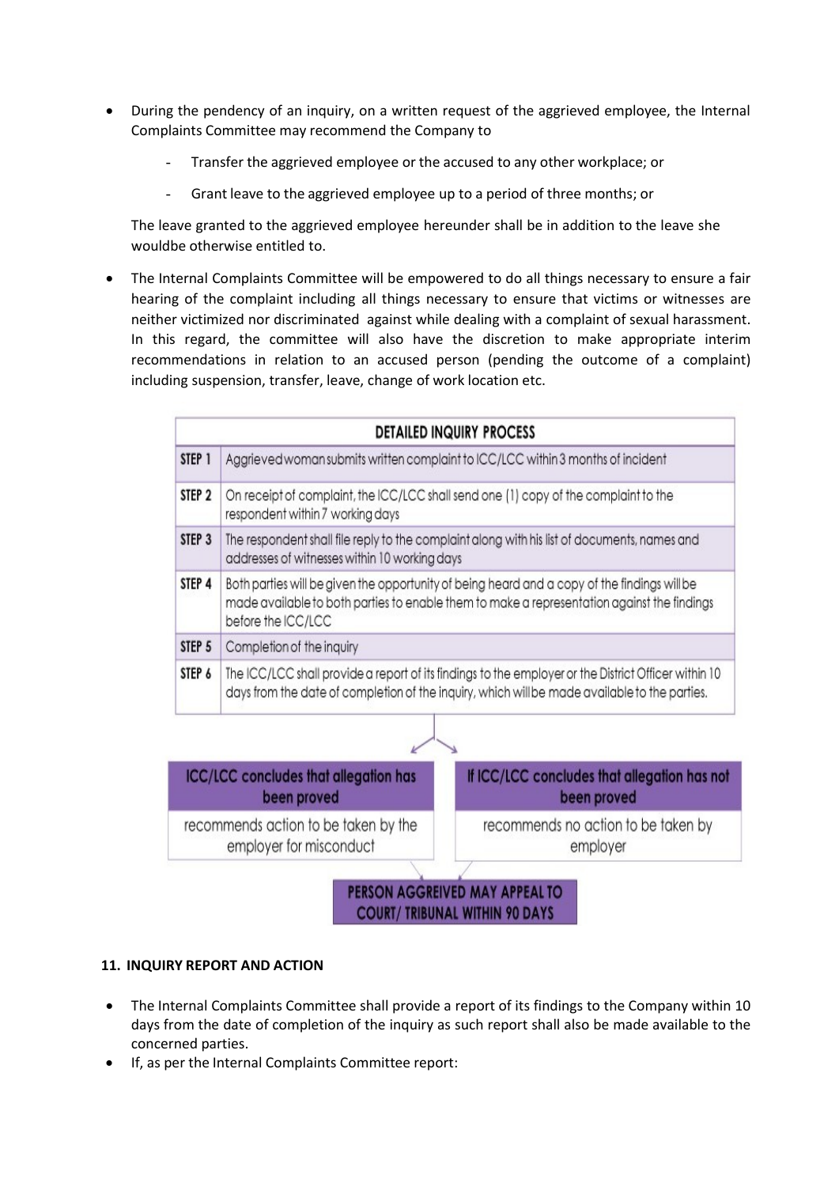- During the pendency of an inquiry, on a written request of the aggrieved employee, the Internal Complaints Committee may recommend the Company to
  - Transfer the aggrieved employee or the accused to any other workplace; or
  - Grant leave to the aggrieved employee up to a period of three months; or

  The leave granted to the aggrieved employee hereunder shall be in addition to the leave she wouldbe otherwise entitled to.

- The Internal Complaints Committee will be empowered to do all things necessary to ensure a fair hearing of the complaint including all things necessary to ensure that victims or witnesses are neither victimized nor discriminated against while dealing with a complaint of sexual harassment. In this regard, the committee will also have the discretion to make appropriate interim recommendations in relation to an accused person (pending the outcome of a complaint) including suspension, transfer, leave, change of work location etc.

| DETAILED INQUIRY PROCESS | |
|---|---|
| STEP 1 | Aggrieved woman submits written complaint to ICC/LCC within 3 months of incident |
| STEP 2 | On receipt of complaint, the ICC/LCC shall send one (1) copy of the complaint to the respondent within 7 working days |
| STEP 3 | The respondent shall file reply to the complaint along with his list of documents, names and addresses of witnesses within 10 working days |
| STEP 4 | Both parties will be given the opportunity of being heard and a copy of the findings will be made available to both parties to enable them to make a representation against the findings before the ICC/LCC |
| STEP 5 | Completion of the inquiry |
| STEP 6 | The ICC/LCC shall provide a report of its findings to the employer or the District Officer within 10 days from the date of completion of the inquiry, which will be made available to the parties. |

| ICC/LCC concludes that allegation has been proved | If ICC/LCC concludes that allegation has not been proved |
|---|---|
| recommends action to be taken by the employer for misconduct | recommends no action to be taken by employer |

**PERSON AGGRIEVED MAY APPEAL TO COURT/ TRIBUNAL WITHIN 90 DAYS**

## 11. INQUIRY REPORT AND ACTION

- The Internal Complaints Committee shall provide a report of its findings to the Company within 10 days from the date of completion of the inquiry as such report shall also be made available to the concerned parties.
- If, as per the Internal Complaints Committee report: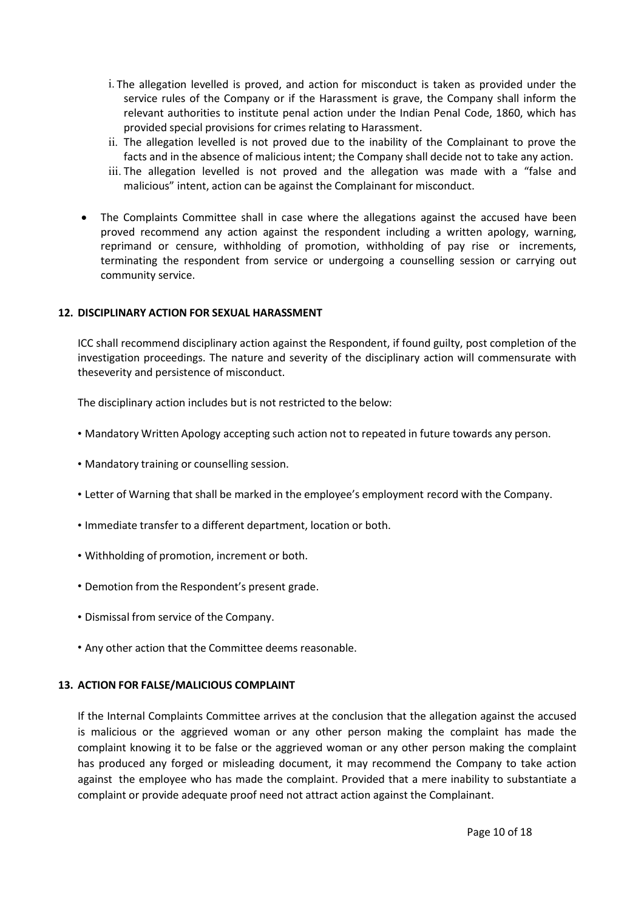i. The allegation levelled is proved, and action for misconduct is taken as provided under the service rules of the Company or if the Harassment is grave, the Company shall inform the relevant authorities to institute penal action under the Indian Penal Code, 1860, which has provided special provisions for crimes relating to Harassment.
ii. The allegation levelled is not proved due to the inability of the Complainant to prove the facts and in the absence of malicious intent; the Company shall decide not to take any action.
iii. The allegation levelled is not proved and the allegation was made with a "false and malicious" intent, action can be against the Complainant for misconduct.

- The Complaints Committee shall in case where the allegations against the accused have been proved recommend any action against the respondent including a written apology, warning, reprimand or censure, withholding of promotion, withholding of pay rise or increments, terminating the respondent from service or undergoing a counselling session or carrying out community service.

## 12. DISCIPLINARY ACTION FOR SEXUAL HARASSMENT

ICC shall recommend disciplinary action against the Respondent, if found guilty, post completion of the investigation proceedings. The nature and severity of the disciplinary action will commensurate with theseverity and persistence of misconduct.

The disciplinary action includes but is not restricted to the below:

- Mandatory Written Apology accepting such action not to repeated in future towards any person.
- Mandatory training or counselling session.
- Letter of Warning that shall be marked in the employee's employment record with the Company.
- Immediate transfer to a different department, location or both.
- Withholding of promotion, increment or both.
- Demotion from the Respondent's present grade.
- Dismissal from service of the Company.
- Any other action that the Committee deems reasonable.

## 13. ACTION FOR FALSE/MALICIOUS COMPLAINT

If the Internal Complaints Committee arrives at the conclusion that the allegation against the accused is malicious or the aggrieved woman or any other person making the complaint has made the complaint knowing it to be false or the aggrieved woman or any other person making the complaint has produced any forged or misleading document, it may recommend the Company to take action against the employee who has made the complaint. Provided that a mere inability to substantiate a complaint or provide adequate proof need not attract action against the Complainant.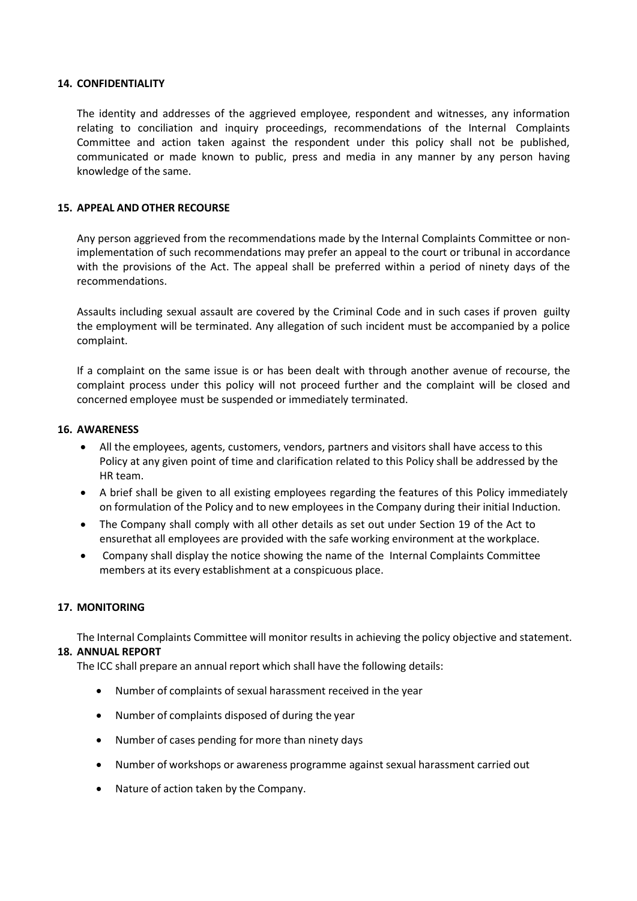## 14. CONFIDENTIALITY

The identity and addresses of the aggrieved employee, respondent and witnesses, any information relating to conciliation and inquiry proceedings, recommendations of the Internal Complaints Committee and action taken against the respondent under this policy shall not be published, communicated or made known to public, press and media in any manner by any person having knowledge of the same.

## 15. APPEAL AND OTHER RECOURSE

Any person aggrieved from the recommendations made by the Internal Complaints Committee or non-implementation of such recommendations may prefer an appeal to the court or tribunal in accordance with the provisions of the Act. The appeal shall be preferred within a period of ninety days of the recommendations.

Assaults including sexual assault are covered by the Criminal Code and in such cases if proven guilty the employment will be terminated. Any allegation of such incident must be accompanied by a police complaint.

If a complaint on the same issue is or has been dealt with through another avenue of recourse, the complaint process under this policy will not proceed further and the complaint will be closed and concerned employee must be suspended or immediately terminated.

## 16. AWARENESS

- All the employees, agents, customers, vendors, partners and visitors shall have access to this Policy at any given point of time and clarification related to this Policy shall be addressed by the HR team.
- A brief shall be given to all existing employees regarding the features of this Policy immediately on formulation of the Policy and to new employees in the Company during their initial Induction.
- The Company shall comply with all other details as set out under Section 19 of the Act to ensurethat all employees are provided with the safe working environment at the workplace.
- Company shall display the notice showing the name of the Internal Complaints Committee members at its every establishment at a conspicuous place.

## 17. MONITORING

The Internal Complaints Committee will monitor results in achieving the policy objective and statement.

## 18. ANNUAL REPORT

The ICC shall prepare an annual report which shall have the following details:

- Number of complaints of sexual harassment received in the year
- Number of complaints disposed of during the year
- Number of cases pending for more than ninety days
- Number of workshops or awareness programme against sexual harassment carried out
- Nature of action taken by the Company.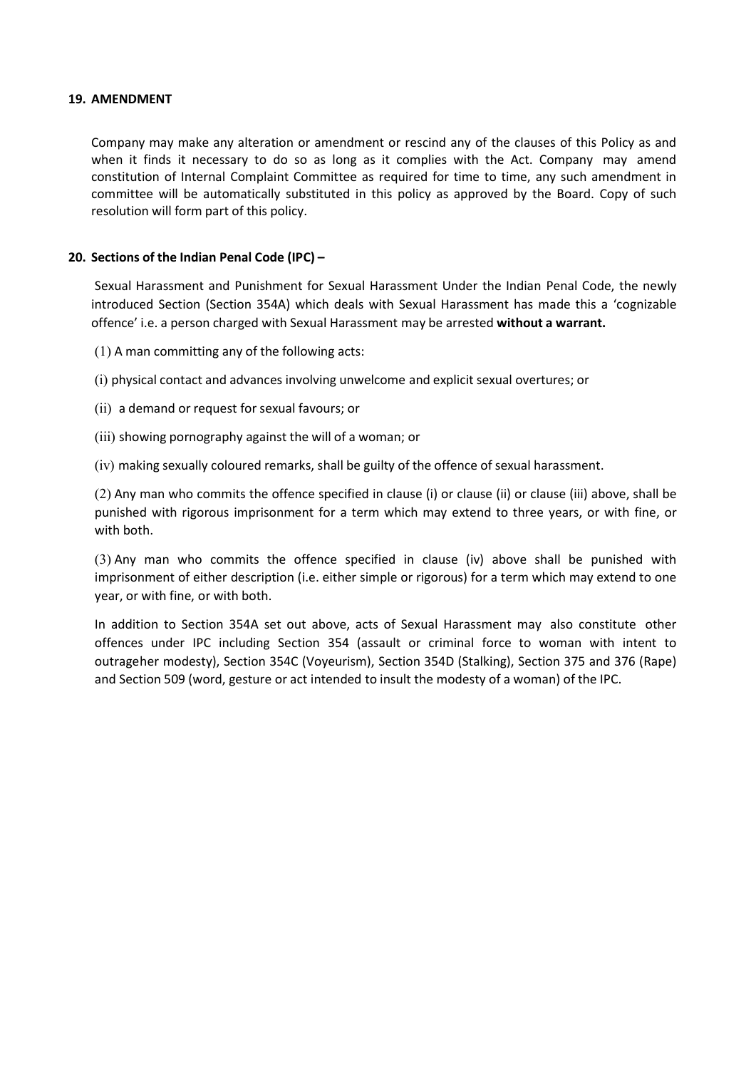## 19. AMENDMENT

Company may make any alteration or amendment or rescind any of the clauses of this Policy as and when it finds it necessary to do so as long as it complies with the Act. Company may amend constitution of Internal Complaint Committee as required for time to time, any such amendment in committee will be automatically substituted in this policy as approved by the Board. Copy of such resolution will form part of this policy.

## 20. Sections of the Indian Penal Code (IPC) –

Sexual Harassment and Punishment for Sexual Harassment Under the Indian Penal Code, the newly introduced Section (Section 354A) which deals with Sexual Harassment has made this a 'cognizable offence' i.e. a person charged with Sexual Harassment may be arrested **without a warrant.**

(1) A man committing any of the following acts:

(i) physical contact and advances involving unwelcome and explicit sexual overtures; or

(ii) a demand or request for sexual favours; or

(iii) showing pornography against the will of a woman; or

(iv) making sexually coloured remarks, shall be guilty of the offence of sexual harassment.

(2) Any man who commits the offence specified in clause (i) or clause (ii) or clause (iii) above, shall be punished with rigorous imprisonment for a term which may extend to three years, or with fine, or with both.

(3) Any man who commits the offence specified in clause (iv) above shall be punished with imprisonment of either description (i.e. either simple or rigorous) for a term which may extend to one year, or with fine, or with both.

In addition to Section 354A set out above, acts of Sexual Harassment may also constitute other offences under IPC including Section 354 (assault or criminal force to woman with intent to outrageher modesty), Section 354C (Voyeurism), Section 354D (Stalking), Section 375 and 376 (Rape) and Section 509 (word, gesture or act intended to insult the modesty of a woman) of the IPC.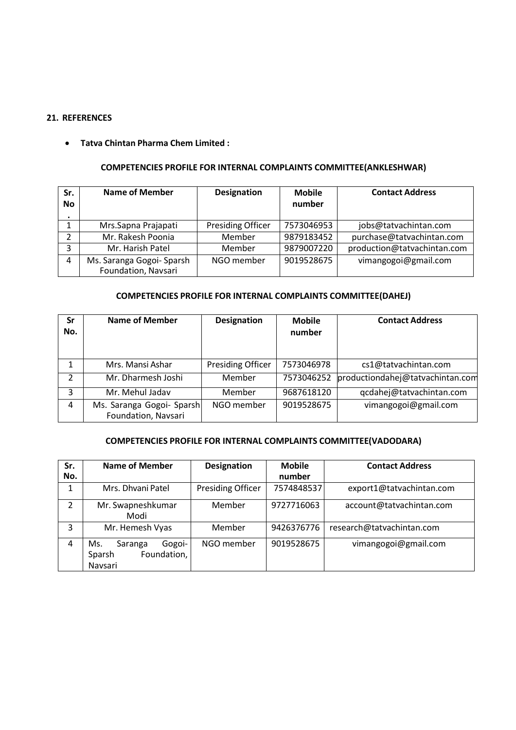## 21. REFERENCES

- **Tatva Chintan Pharma Chem Limited :**

### COMPETENCIES PROFILE FOR INTERNAL COMPLAINTS COMMITTEE(ANKLESHWAR)

| Sr. No. | Name of Member | Designation | Mobile number | Contact Address |
|---|---|---|---|---|
| 1 | Mrs.Sapna Prajapati | Presiding Officer | 7573046953 | jobs@tatvachintan.com |
| 2 | Mr. Rakesh Poonia | Member | 9879183452 | purchase@tatvachintan.com |
| 3 | Mr. Harish Patel | Member | 9879007220 | production@tatvachintan.com |
| 4 | Ms. Saranga Gogoi- Sparsh Foundation, Navsari | NGO member | 9019528675 | vimangogoi@gmail.com |

### COMPETENCIES PROFILE FOR INTERNAL COMPLAINTS COMMITTEE(DAHEJ)

| Sr No. | Name of Member | Designation | Mobile number | Contact Address |
|---|---|---|---|---|
| 1 | Mrs. Mansi Ashar | Presiding Officer | 7573046978 | cs1@tatvachintan.com |
| 2 | Mr. Dharmesh Joshi | Member | 7573046252 | productiondahej@tatvachintan.com |
| 3 | Mr. Mehul Jadav | Member | 9687618120 | qcdahej@tatvachintan.com |
| 4 | Ms. Saranga Gogoi- Sparsh Foundation, Navsari | NGO member | 9019528675 | vimangogoi@gmail.com |

### COMPETENCIES PROFILE FOR INTERNAL COMPLAINTS COMMITTEE(VADODARA)

| Sr. No. | Name of Member | Designation | Mobile number | Contact Address |
|---|---|---|---|---|
| 1 | Mrs. Dhvani Patel | Presiding Officer | 7574848537 | export1@tatvachintan.com |
| 2 | Mr. Swapneshkumar Modi | Member | 9727716063 | account@tatvachintan.com |
| 3 | Mr. Hemesh Vyas | Member | 9426376776 | research@tatvachintan.com |
| 4 | Ms. Saranga Gogoi- Sparsh Foundation, Navsari | NGO member | 9019528675 | vimangogoi@gmail.com |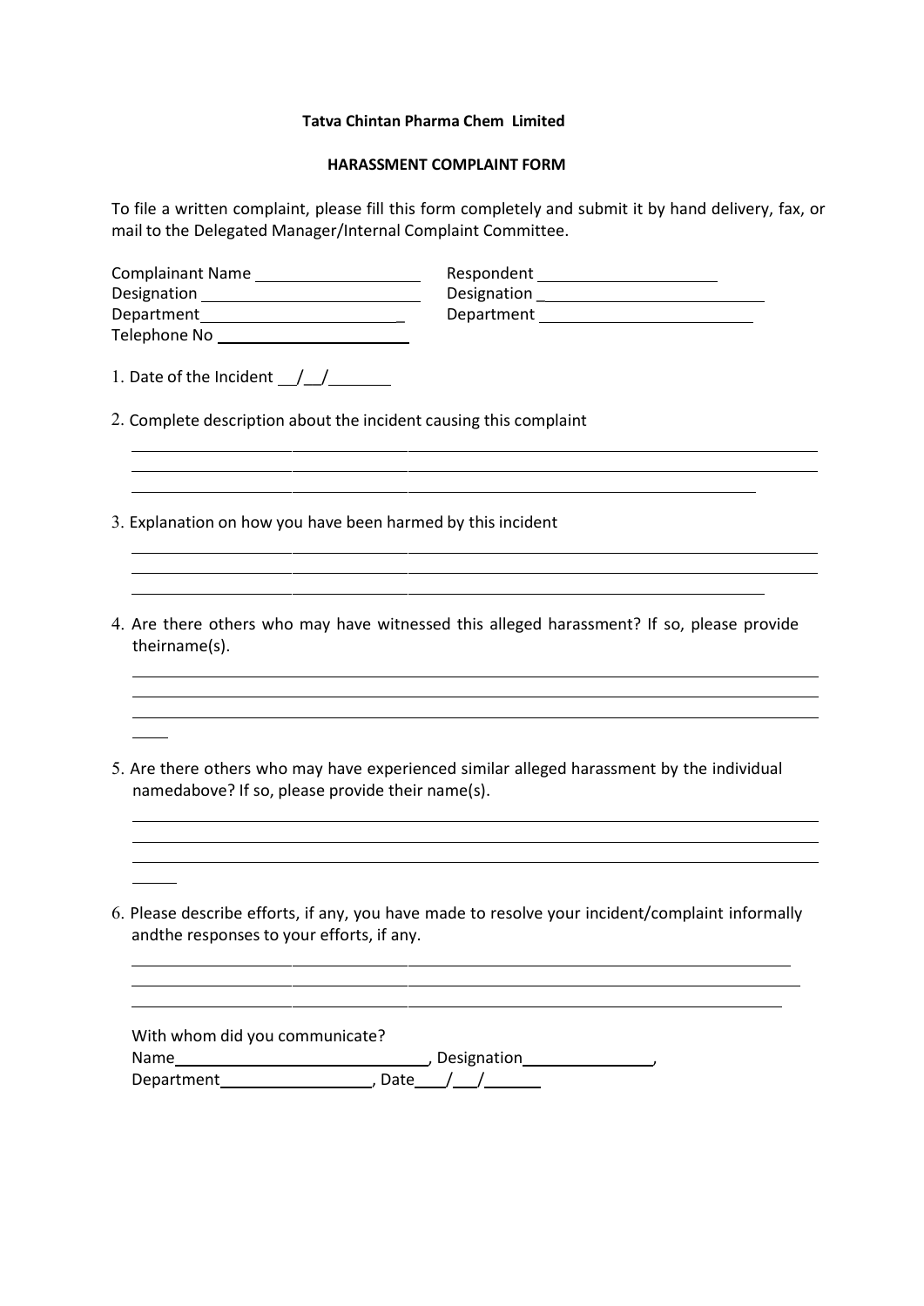**Tatva Chintan Pharma Chem Limited**

**HARASSMENT COMPLAINT FORM**

To file a written complaint, please fill this form completely and submit it by hand delivery, fax, or mail to the Delegated Manager/Internal Complaint Committee.

Complainant Name ____________________
Designation ____________________
Department ____________________
Telephone No ____________________

Respondent ____________________
Designation ____________________
Department ____________________

1. Date of the Incident __/__/______

2. Complete description about the incident causing this complaint

________________________________________________________________________
________________________________________________________________________
________________________________________________________________________

3. Explanation on how you have been harmed by this incident

________________________________________________________________________
________________________________________________________________________
________________________________________________________________________

4. Are there others who may have witnessed this alleged harassment? If so, please provide theirname(s).

________________________________________________________________________
________________________________________________________________________
________________________________________________________________________

5. Are there others who may have experienced similar alleged harassment by the individual namedabove? If so, please provide their name(s).

________________________________________________________________________
________________________________________________________________________
________________________________________________________________________

6. Please describe efforts, if any, you have made to resolve your incident/complaint informally andthe responses to your efforts, if any.

________________________________________________________________________
________________________________________________________________________
________________________________________________________________________

With whom did you communicate?
Name____________________, Designation____________________,
Department____________________, Date___/___/______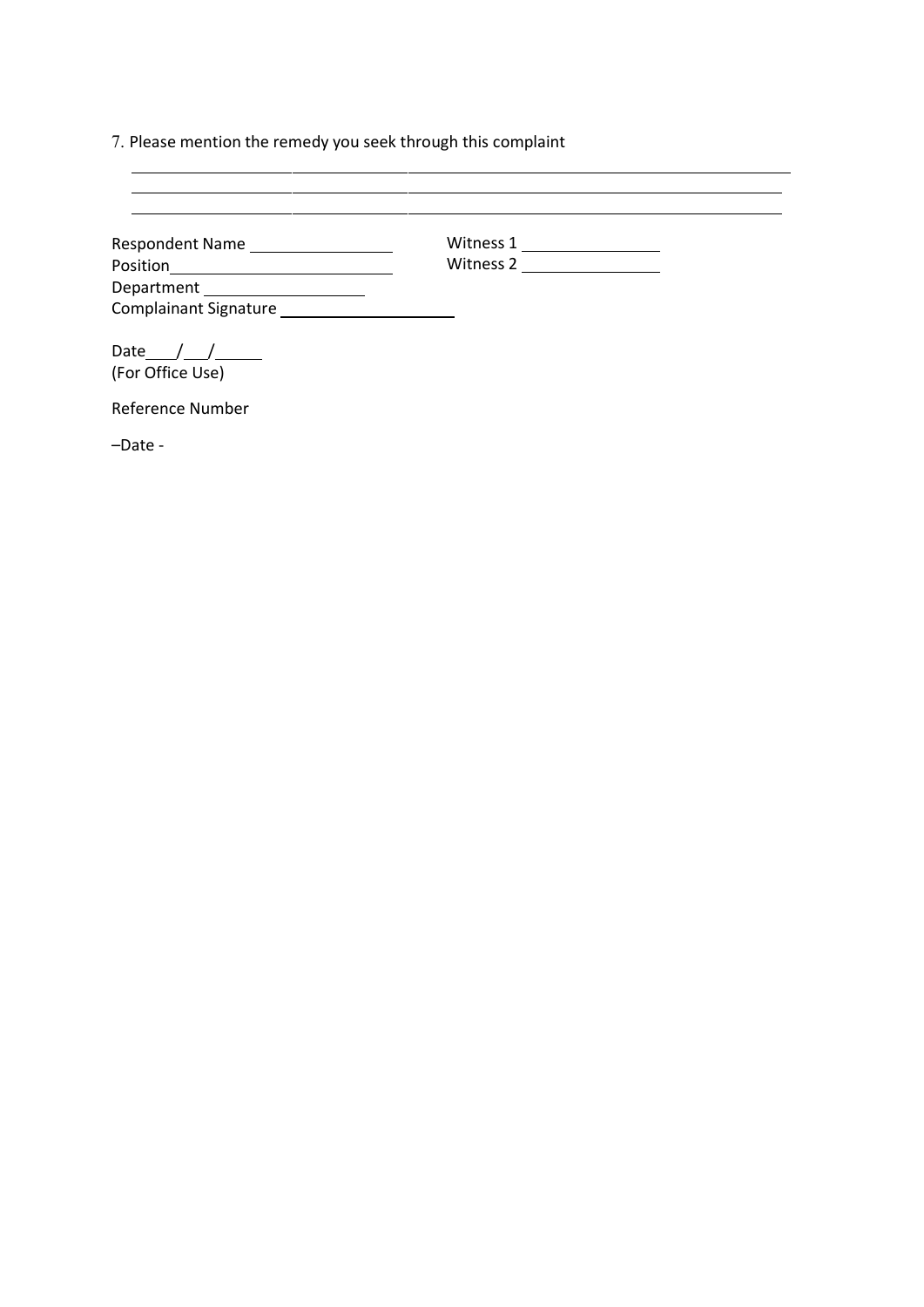7. Please mention the remedy you seek through this complaint

\_\_\_\_\_\_\_\_\_\_\_\_\_\_\_\_\_\_\_\_\_\_\_\_\_\_\_\_\_\_\_\_\_\_\_\_\_\_\_\_\_\_\_\_\_\_\_\_\_\_\_\_\_\_\_\_\_\_\_\_\_\_\_\_\_\_\_\_\_\_\_\_

\_\_\_\_\_\_\_\_\_\_\_\_\_\_\_\_\_\_\_\_\_\_\_\_\_\_\_\_\_\_\_\_\_\_\_\_\_\_\_\_\_\_\_\_\_\_\_\_\_\_\_\_\_\_\_\_\_\_\_\_\_\_\_\_\_\_\_\_\_\_\_\_

\_\_\_\_\_\_\_\_\_\_\_\_\_\_\_\_\_\_\_\_\_\_\_\_\_\_\_\_\_\_\_\_\_\_\_\_\_\_\_\_\_\_\_\_\_\_\_\_\_\_\_\_\_\_\_\_\_\_\_\_\_\_\_\_\_\_\_\_\_\_\_\_

Respondent Name \_\_\_\_\_\_\_\_\_\_\_\_\_\_\_\_

Position \_\_\_\_\_\_\_\_\_\_\_\_\_\_\_\_\_\_\_\_\_\_\_\_

Department \_\_\_\_\_\_\_\_\_\_\_\_\_\_\_\_\_\_

Complainant Signature \_\_\_\_\_\_\_\_\_\_\_\_\_\_\_\_\_\_\_\_

Witness 1 \_\_\_\_\_\_\_\_\_\_\_\_\_\_\_\_

Witness 2 \_\_\_\_\_\_\_\_\_\_\_\_\_\_\_\_

Date \_\_\_/\_\_/\_\_\_\_\_

(For Office Use)

Reference Number

–Date -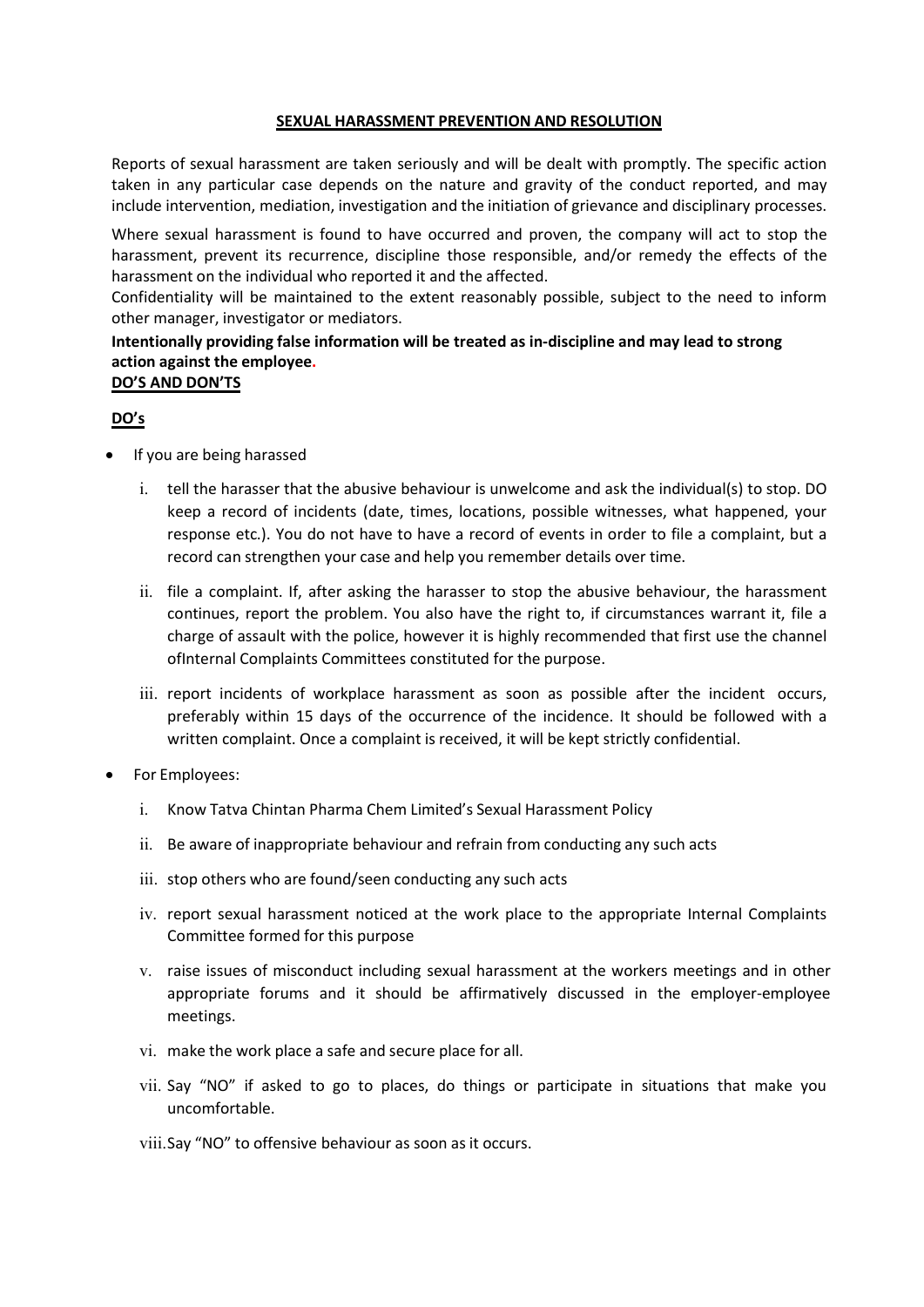## SEXUAL HARASSMENT PREVENTION AND RESOLUTION

Reports of sexual harassment are taken seriously and will be dealt with promptly. The specific action taken in any particular case depends on the nature and gravity of the conduct reported, and may include intervention, mediation, investigation and the initiation of grievance and disciplinary processes.

Where sexual harassment is found to have occurred and proven, the company will act to stop the harassment, prevent its recurrence, discipline those responsible, and/or remedy the effects of the harassment on the individual who reported it and the affected.

Confidentiality will be maintained to the extent reasonably possible, subject to the need to inform other manager, investigator or mediators.

**Intentionally providing false information will be treated as in-discipline and may lead to strong action against the employee.**

**DO'S AND DON'TS**

**DO's**

- If you are being harassed
  - i. tell the harasser that the abusive behaviour is unwelcome and ask the individual(s) to stop. DO keep a record of incidents (date, times, locations, possible witnesses, what happened, your response etc.). You do not have to have a record of events in order to file a complaint, but a record can strengthen your case and help you remember details over time.
  - ii. file a complaint. If, after asking the harasser to stop the abusive behaviour, the harassment continues, report the problem. You also have the right to, if circumstances warrant it, file a charge of assault with the police, however it is highly recommended that first use the channel ofInternal Complaints Committees constituted for the purpose.
  - iii. report incidents of workplace harassment as soon as possible after the incident occurs, preferably within 15 days of the occurrence of the incidence. It should be followed with a written complaint. Once a complaint is received, it will be kept strictly confidential.
- For Employees:
  - i. Know Tatva Chintan Pharma Chem Limited's Sexual Harassment Policy
  - ii. Be aware of inappropriate behaviour and refrain from conducting any such acts
  - iii. stop others who are found/seen conducting any such acts
  - iv. report sexual harassment noticed at the work place to the appropriate Internal Complaints Committee formed for this purpose
  - v. raise issues of misconduct including sexual harassment at the workers meetings and in other appropriate forums and it should be affirmatively discussed in the employer-employee meetings.
  - vi. make the work place a safe and secure place for all.
  - vii. Say "NO" if asked to go to places, do things or participate in situations that make you uncomfortable.
  - viii. Say "NO" to offensive behaviour as soon as it occurs.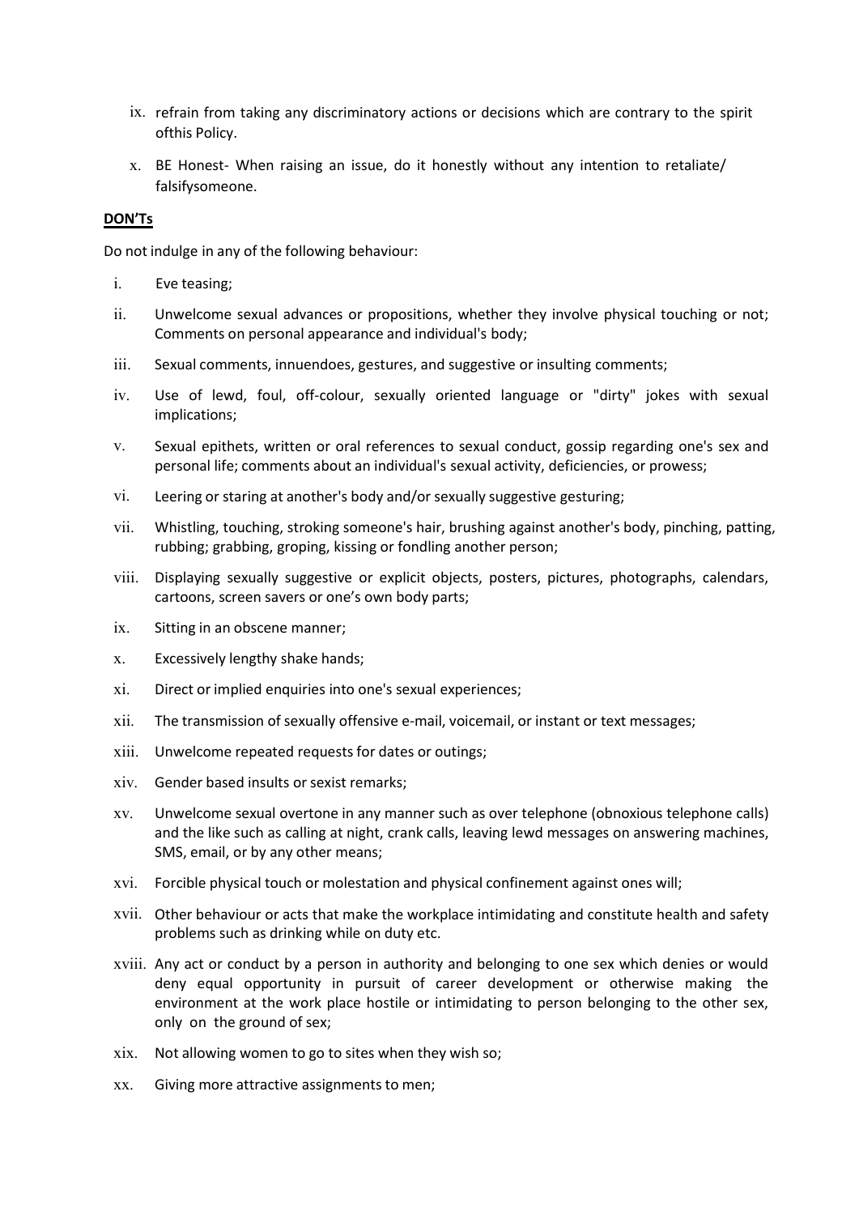ix. refrain from taking any discriminatory actions or decisions which are contrary to the spirit ofthis Policy.

x. BE Honest- When raising an issue, do it honestly without any intention to retaliate/ falsifysomeone.

**<u>DON'Ts</u>**

Do not indulge in any of the following behaviour:

i. Eve teasing;

ii. Unwelcome sexual advances or propositions, whether they involve physical touching or not; Comments on personal appearance and individual's body;

iii. Sexual comments, innuendoes, gestures, and suggestive or insulting comments;

iv. Use of lewd, foul, off-colour, sexually oriented language or "dirty" jokes with sexual implications;

v. Sexual epithets, written or oral references to sexual conduct, gossip regarding one's sex and personal life; comments about an individual's sexual activity, deficiencies, or prowess;

vi. Leering or staring at another's body and/or sexually suggestive gesturing;

vii. Whistling, touching, stroking someone's hair, brushing against another's body, pinching, patting, rubbing; grabbing, groping, kissing or fondling another person;

viii. Displaying sexually suggestive or explicit objects, posters, pictures, photographs, calendars, cartoons, screen savers or one's own body parts;

ix. Sitting in an obscene manner;

x. Excessively lengthy shake hands;

xi. Direct or implied enquiries into one's sexual experiences;

xii. The transmission of sexually offensive e-mail, voicemail, or instant or text messages;

xiii. Unwelcome repeated requests for dates or outings;

xiv. Gender based insults or sexist remarks;

xv. Unwelcome sexual overtone in any manner such as over telephone (obnoxious telephone calls) and the like such as calling at night, crank calls, leaving lewd messages on answering machines, SMS, email, or by any other means;

xvi. Forcible physical touch or molestation and physical confinement against ones will;

xvii. Other behaviour or acts that make the workplace intimidating and constitute health and safety problems such as drinking while on duty etc.

xviii. Any act or conduct by a person in authority and belonging to one sex which denies or would deny equal opportunity in pursuit of career development or otherwise making the environment at the work place hostile or intimidating to person belonging to the other sex, only on the ground of sex;

xix. Not allowing women to go to sites when they wish so;

xx. Giving more attractive assignments to men;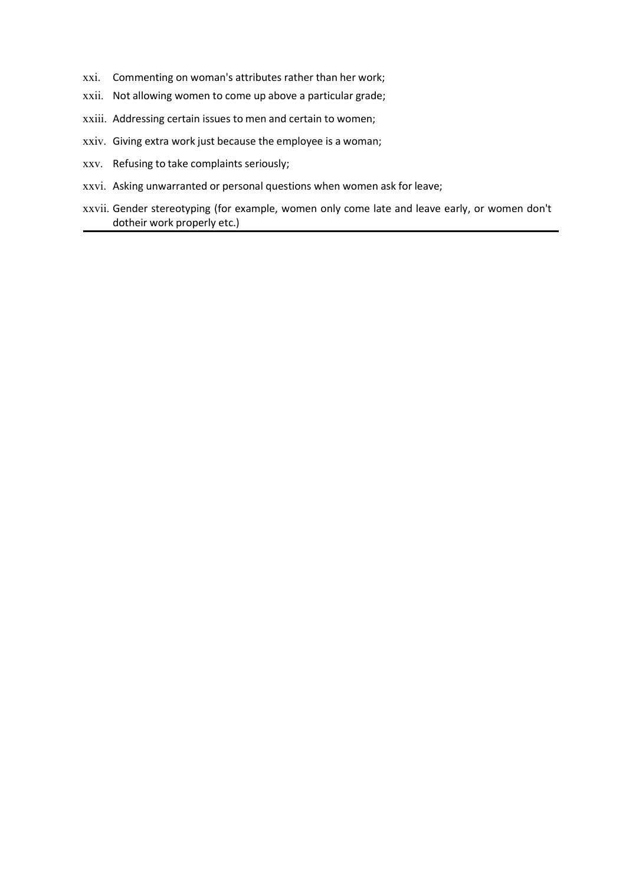xxi. Commenting on woman's attributes rather than her work;

xxii. Not allowing women to come up above a particular grade;

xxiii. Addressing certain issues to men and certain to women;

xxiv. Giving extra work just because the employee is a woman;

xxv. Refusing to take complaints seriously;

xxvi. Asking unwarranted or personal questions when women ask for leave;

xxvii. Gender stereotyping (for example, women only come late and leave early, or women don't dotheir work properly etc.)